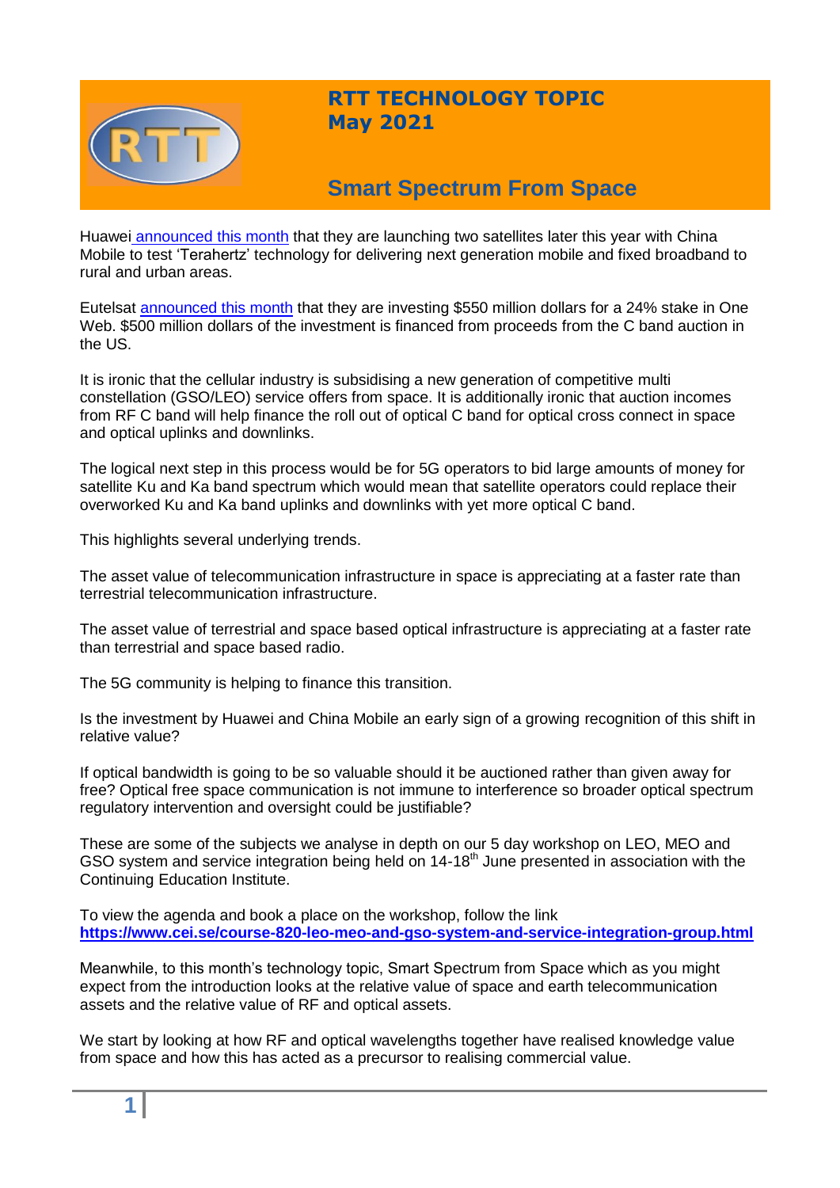# RTT TECHNOLOGY TOPIC
## May 2021

## Smart Spectrum From Space

Huawei announced this month that they are launching two satellites later this year with China Mobile to test 'Terahertz' technology for delivering next generation mobile and fixed broadband to rural and urban areas.

Eutelsat announced this month that they are investing $550 million dollars for a 24% stake in One Web. $500 million dollars of the investment is financed from proceeds from the C band auction in the US.

It is ironic that the cellular industry is subsidising a new generation of competitive multi constellation (GSO/LEO) service offers from space. It is additionally ironic that auction incomes from RF C band will help finance the roll out of optical C band for optical cross connect in space and optical uplinks and downlinks.

The logical next step in this process would be for 5G operators to bid large amounts of money for satellite Ku and Ka band spectrum which would mean that satellite operators could replace their overworked Ku and Ka band uplinks and downlinks with yet more optical C band.

This highlights several underlying trends.

The asset value of telecommunication infrastructure in space is appreciating at a faster rate than terrestrial telecommunication infrastructure.

The asset value of terrestrial and space based optical infrastructure is appreciating at a faster rate than terrestrial and space based radio.

The 5G community is helping to finance this transition.

Is the investment by Huawei and China Mobile an early sign of a growing recognition of this shift in relative value?

If optical bandwidth is going to be so valuable should it be auctioned rather than given away for free? Optical free space communication is not immune to interference so broader optical spectrum regulatory intervention and oversight could be justifiable?

These are some of the subjects we analyse in depth on our 5 day workshop on LEO, MEO and GSO system and service integration being held on 14-18th June presented in association with the Continuing Education Institute.

To view the agenda and book a place on the workshop, follow the link
**https://www.cei.se/course-820-leo-meo-and-gso-system-and-service-integration-group.html**

Meanwhile, to this month's technology topic, Smart Spectrum from Space which as you might expect from the introduction looks at the relative value of space and earth telecommunication assets and the relative value of RF and optical assets.

We start by looking at how RF and optical wavelengths together have realised knowledge value from space and how this has acted as a precursor to realising commercial value.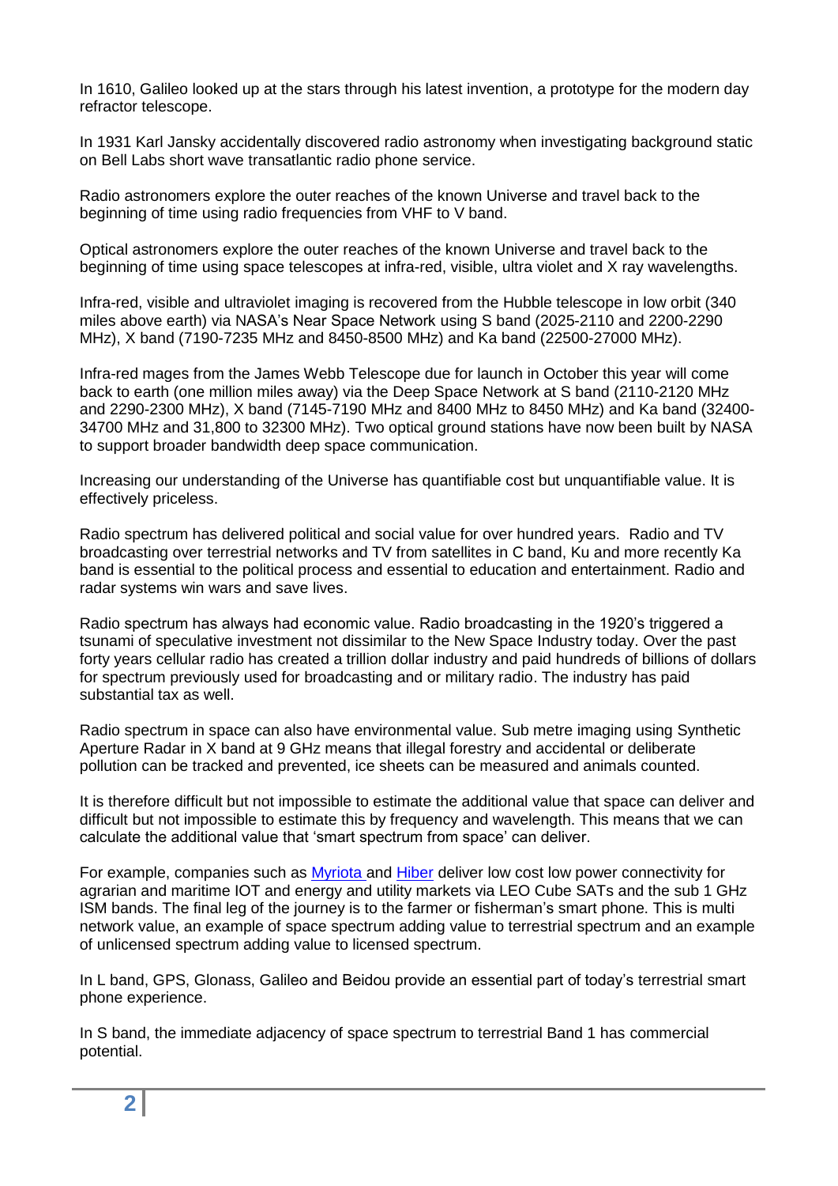In 1610, Galileo looked up at the stars through his latest invention, a prototype for the modern day refractor telescope.

In 1931 Karl Jansky accidentally discovered radio astronomy when investigating background static on Bell Labs short wave transatlantic radio phone service.

Radio astronomers explore the outer reaches of the known Universe and travel back to the beginning of time using radio frequencies from VHF to V band.

Optical astronomers explore the outer reaches of the known Universe and travel back to the beginning of time using space telescopes at infra-red, visible, ultra violet and X ray wavelengths.

Infra-red, visible and ultraviolet imaging is recovered from the Hubble telescope in low orbit (340 miles above earth) via NASA's Near Space Network using S band (2025-2110 and 2200-2290 MHz), X band (7190-7235 MHz and 8450-8500 MHz) and Ka band (22500-27000 MHz).

Infra-red mages from the James Webb Telescope due for launch in October this year will come back to earth (one million miles away) via the Deep Space Network at S band (2110-2120 MHz and 2290-2300 MHz), X band (7145-7190 MHz and 8400 MHz to 8450 MHz) and Ka band (32400-34700 MHz and 31,800 to 32300 MHz). Two optical ground stations have now been built by NASA to support broader bandwidth deep space communication.

Increasing our understanding of the Universe has quantifiable cost but unquantifiable value. It is effectively priceless.

Radio spectrum has delivered political and social value for over hundred years. Radio and TV broadcasting over terrestrial networks and TV from satellites in C band, Ku and more recently Ka band is essential to the political process and essential to education and entertainment. Radio and radar systems win wars and save lives.

Radio spectrum has always had economic value. Radio broadcasting in the 1920's triggered a tsunami of speculative investment not dissimilar to the New Space Industry today. Over the past forty years cellular radio has created a trillion dollar industry and paid hundreds of billions of dollars for spectrum previously used for broadcasting and or military radio. The industry has paid substantial tax as well.

Radio spectrum in space can also have environmental value. Sub metre imaging using Synthetic Aperture Radar in X band at 9 GHz means that illegal forestry and accidental or deliberate pollution can be tracked and prevented, ice sheets can be measured and animals counted.

It is therefore difficult but not impossible to estimate the additional value that space can deliver and difficult but not impossible to estimate this by frequency and wavelength. This means that we can calculate the additional value that 'smart spectrum from space' can deliver.

For example, companies such as Myriota and Hiber deliver low cost low power connectivity for agrarian and maritime IOT and energy and utility markets via LEO Cube SATs and the sub 1 GHz ISM bands. The final leg of the journey is to the farmer or fisherman's smart phone. This is multi network value, an example of space spectrum adding value to terrestrial spectrum and an example of unlicensed spectrum adding value to licensed spectrum.

In L band, GPS, Glonass, Galileo and Beidou provide an essential part of today's terrestrial smart phone experience.

In S band, the immediate adjacency of space spectrum to terrestrial Band 1 has commercial potential.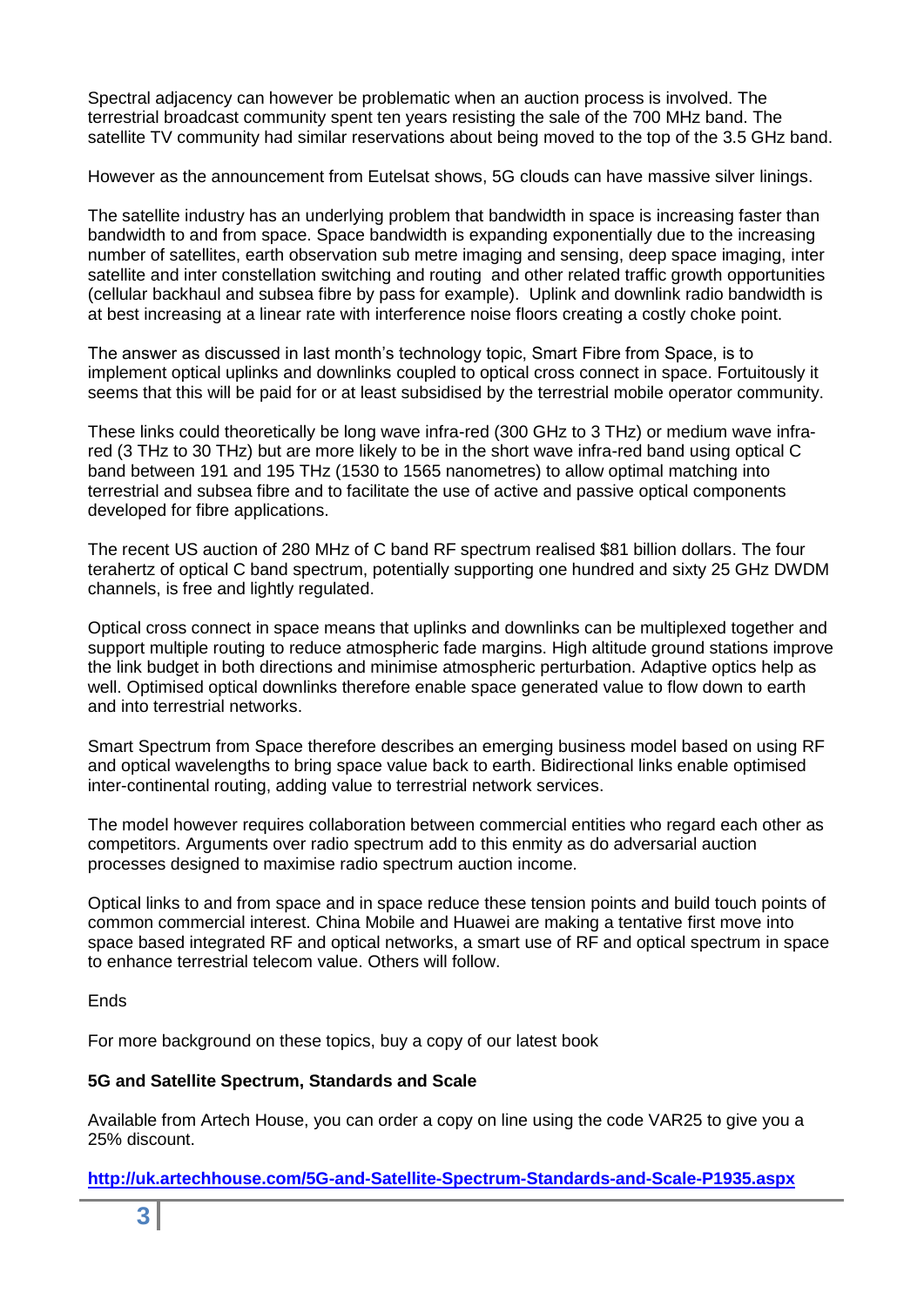Spectral adjacency can however be problematic when an auction process is involved. The terrestrial broadcast community spent ten years resisting the sale of the 700 MHz band. The satellite TV community had similar reservations about being moved to the top of the 3.5 GHz band.

However as the announcement from Eutelsat shows, 5G clouds can have massive silver linings.

The satellite industry has an underlying problem that bandwidth in space is increasing faster than bandwidth to and from space. Space bandwidth is expanding exponentially due to the increasing number of satellites, earth observation sub metre imaging and sensing, deep space imaging, inter satellite and inter constellation switching and routing and other related traffic growth opportunities (cellular backhaul and subsea fibre by pass for example). Uplink and downlink radio bandwidth is at best increasing at a linear rate with interference noise floors creating a costly choke point.

The answer as discussed in last month's technology topic, Smart Fibre from Space, is to implement optical uplinks and downlinks coupled to optical cross connect in space. Fortuitously it seems that this will be paid for or at least subsidised by the terrestrial mobile operator community.

These links could theoretically be long wave infra-red (300 GHz to 3 THz) or medium wave infra-red (3 THz to 30 THz) but are more likely to be in the short wave infra-red band using optical C band between 191 and 195 THz (1530 to 1565 nanometres) to allow optimal matching into terrestrial and subsea fibre and to facilitate the use of active and passive optical components developed for fibre applications.

The recent US auction of 280 MHz of C band RF spectrum realised $81 billion dollars. The four terahertz of optical C band spectrum, potentially supporting one hundred and sixty 25 GHz DWDM channels, is free and lightly regulated.

Optical cross connect in space means that uplinks and downlinks can be multiplexed together and support multiple routing to reduce atmospheric fade margins. High altitude ground stations improve the link budget in both directions and minimise atmospheric perturbation. Adaptive optics help as well. Optimised optical downlinks therefore enable space generated value to flow down to earth and into terrestrial networks.

Smart Spectrum from Space therefore describes an emerging business model based on using RF and optical wavelengths to bring space value back to earth. Bidirectional links enable optimised inter-continental routing, adding value to terrestrial network services.

The model however requires collaboration between commercial entities who regard each other as competitors. Arguments over radio spectrum add to this enmity as do adversarial auction processes designed to maximise radio spectrum auction income.

Optical links to and from space and in space reduce these tension points and build touch points of common commercial interest. China Mobile and Huawei are making a tentative first move into space based integrated RF and optical networks, a smart use of RF and optical spectrum in space to enhance terrestrial telecom value. Others will follow.

Ends

For more background on these topics, buy a copy of our latest book

**5G and Satellite Spectrum, Standards and Scale**

Available from Artech House, you can order a copy on line using the code VAR25 to give you a 25% discount.

**http://uk.artechhouse.com/5G-and-Satellite-Spectrum-Standards-and-Scale-P1935.aspx**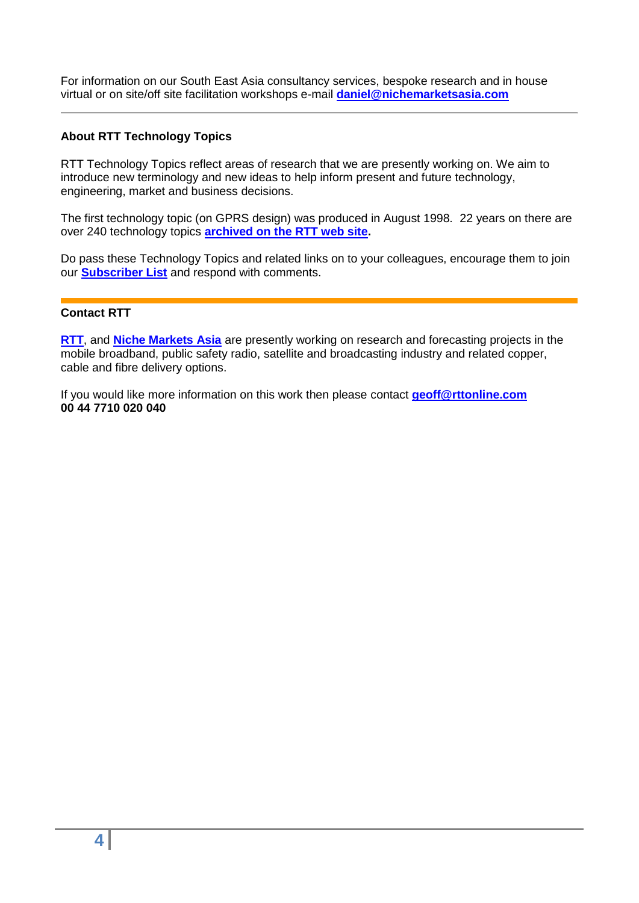For information on our South East Asia consultancy services, bespoke research and in house virtual or on site/off site facilitation workshops e-mail **daniel@nichemarketsasia.com**

---

### About RTT Technology Topics

RTT Technology Topics reflect areas of research that we are presently working on. We aim to introduce new terminology and new ideas to help inform present and future technology, engineering, market and business decisions.

The first technology topic (on GPRS design) was produced in August 1998. 22 years on there are over 240 technology topics **archived on the RTT web site**.

Do pass these Technology Topics and related links on to your colleagues, encourage them to join our **Subscriber List** and respond with comments.

---

### Contact RTT

**RTT**, and **Niche Markets Asia** are presently working on research and forecasting projects in the mobile broadband, public safety radio, satellite and broadcasting industry and related copper, cable and fibre delivery options.

If you would like more information on this work then please contact **geoff@rttonline.com**
**00 44 7710 020 040**